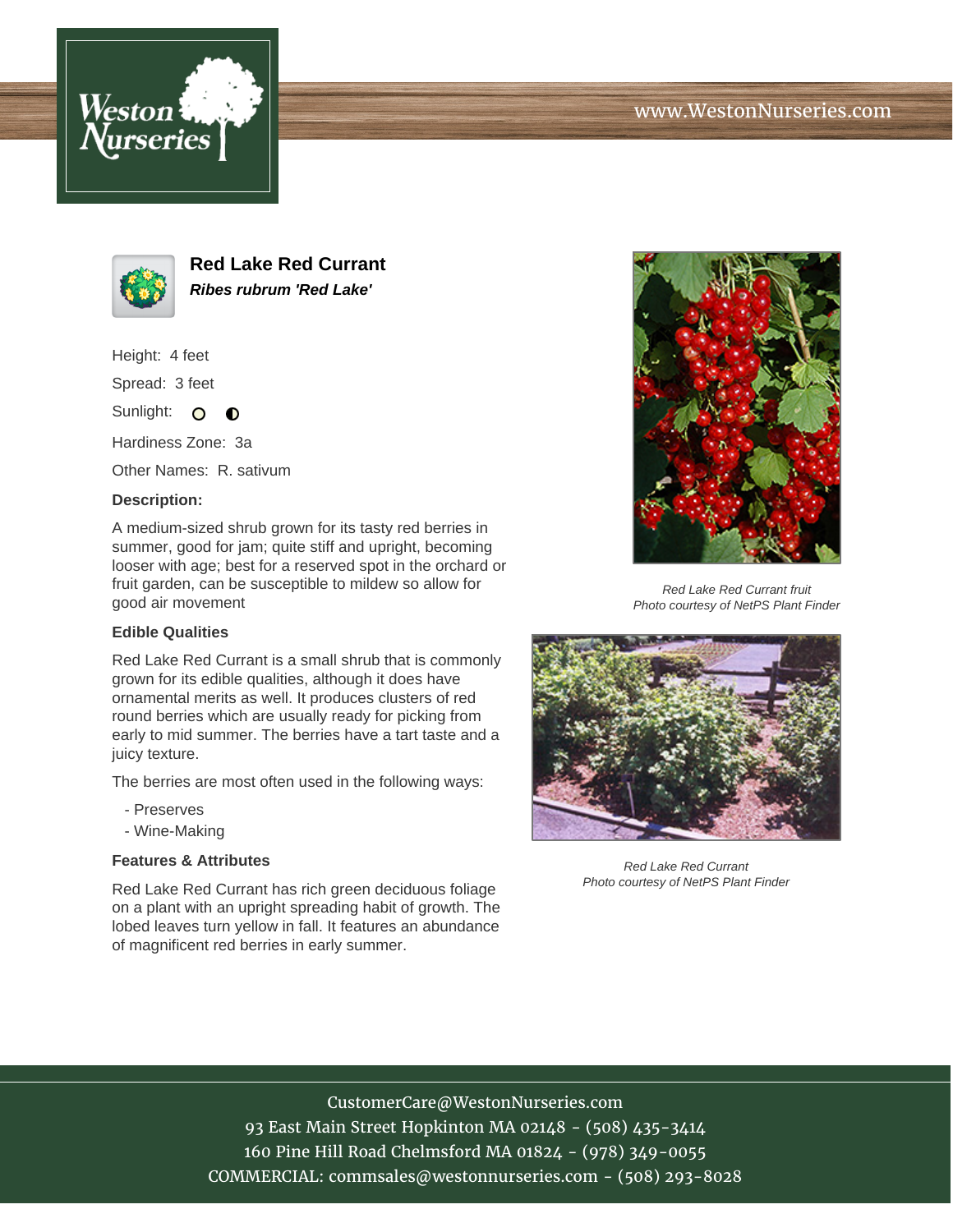# Red Lake Red Currant

***Ribes rubrum 'Red Lake'***

Height: 4 feet

Spread: 3 feet

Sunlight: ○ ◐

Hardiness Zone: 3a

Other Names: R. sativum

### Description:

A medium-sized shrub grown for its tasty red berries in summer, good for jam; quite stiff and upright, becoming looser with age; best for a reserved spot in the orchard or fruit garden, can be susceptible to mildew so allow for good air movement

### Edible Qualities

Red Lake Red Currant is a small shrub that is commonly grown for its edible qualities, although it does have ornamental merits as well. It produces clusters of red round berries which are usually ready for picking from early to mid summer. The berries have a tart taste and a juicy texture.

The berries are most often used in the following ways:

- Preserves
- Wine-Making

### Features & Attributes

Red Lake Red Currant has rich green deciduous foliage on a plant with an upright spreading habit of growth. The lobed leaves turn yellow in fall. It features an abundance of magnificent red berries in early summer.

*Red Lake Red Currant fruit*
*Photo courtesy of NetPS Plant Finder*

*Red Lake Red Currant*
*Photo courtesy of NetPS Plant Finder*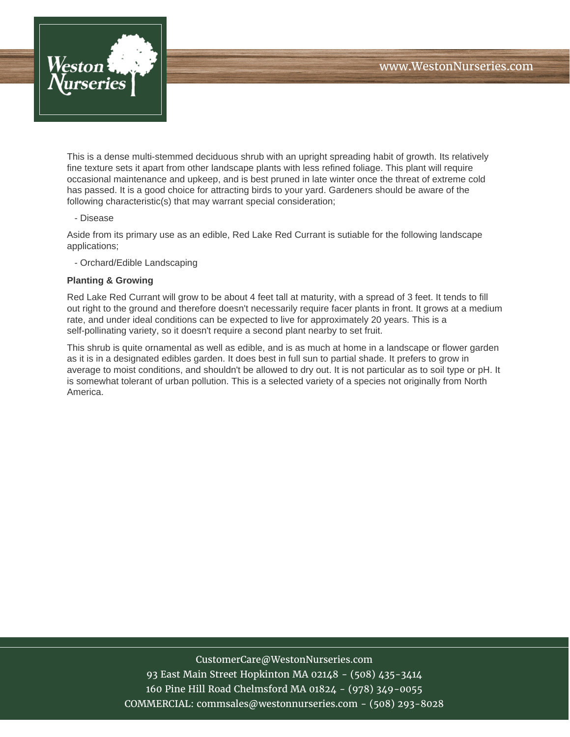This is a dense multi-stemmed deciduous shrub with an upright spreading habit of growth. Its relatively fine texture sets it apart from other landscape plants with less refined foliage. This plant will require occasional maintenance and upkeep, and is best pruned in late winter once the threat of extreme cold has passed. It is a good choice for attracting birds to your yard. Gardeners should be aware of the following characteristic(s) that may warrant special consideration;

- Disease

Aside from its primary use as an edible, Red Lake Red Currant is sutiable for the following landscape applications;

- Orchard/Edible Landscaping

**Planting & Growing**

Red Lake Red Currant will grow to be about 4 feet tall at maturity, with a spread of 3 feet. It tends to fill out right to the ground and therefore doesn't necessarily require facer plants in front. It grows at a medium rate, and under ideal conditions can be expected to live for approximately 20 years. This is a self-pollinating variety, so it doesn't require a second plant nearby to set fruit.

This shrub is quite ornamental as well as edible, and is as much at home in a landscape or flower garden as it is in a designated edibles garden. It does best in full sun to partial shade. It prefers to grow in average to moist conditions, and shouldn't be allowed to dry out. It is not particular as to soil type or pH. It is somewhat tolerant of urban pollution. This is a selected variety of a species not originally from North America.